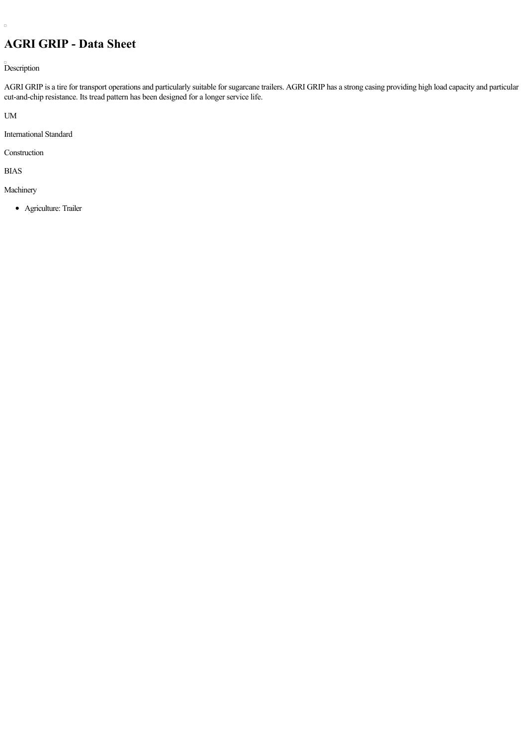# AGRI GRIP - Data Sheet

Description

AGRI GRIP is a tire for transport operations and particularly suitable for sugarcane trailers. AGRI GRIP has a strong casing providing high load capacity and particular cut-and-chip resistance. Its tread pattern has been designed for a longer service life.

UM

International Standard

Construction

BIAS

Machinery

- Agriculture: Trailer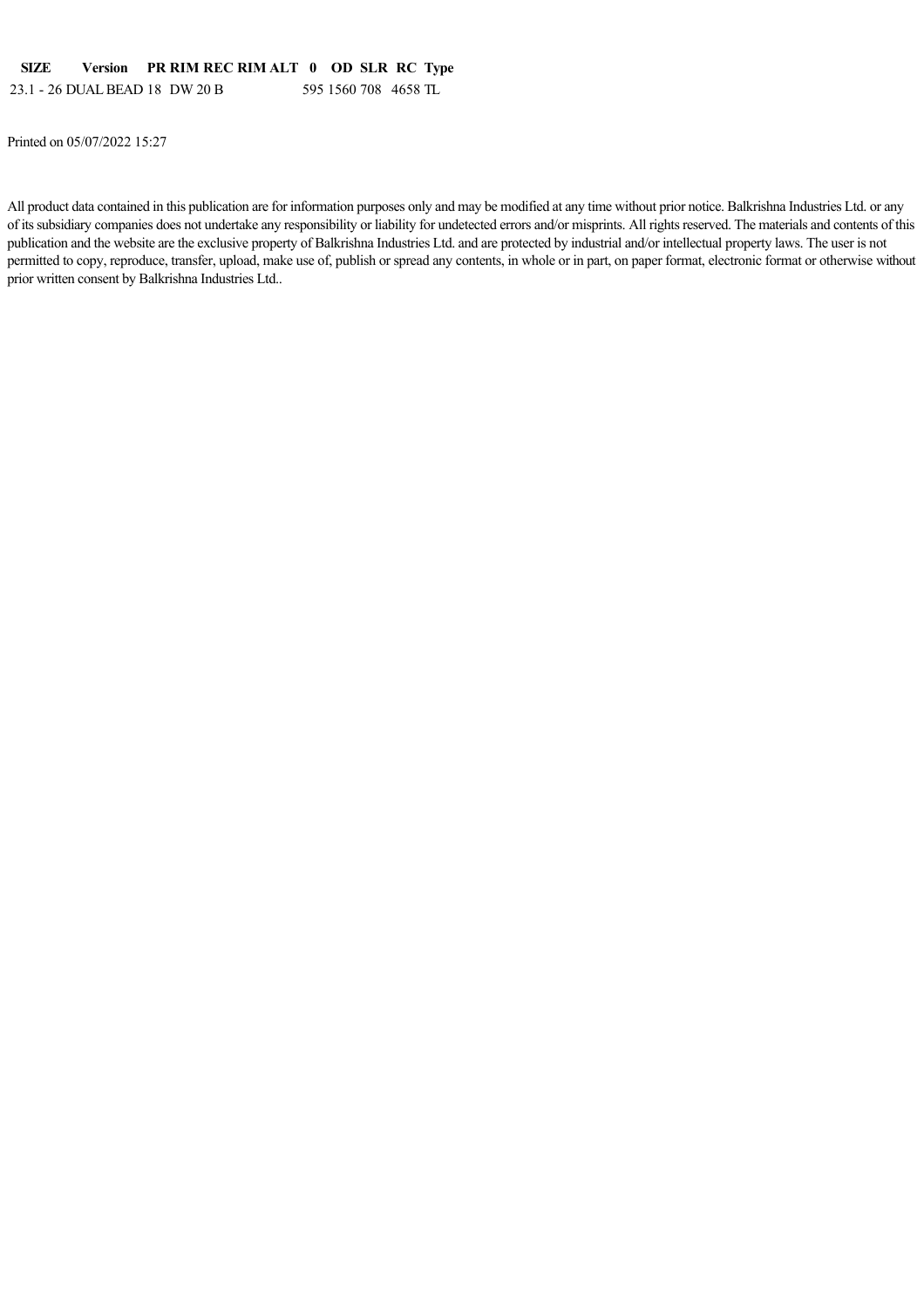| SIZE | Version | PR | RIM REC | RIM ALT | 0 | OD | SLR | RC | Type |
|---|---|---|---|---|---|---|---|---|---|
| 23.1 - 26 | DUAL BEAD | 18 | DW 20 B | | 595 | 1560 | 708 | 4658 | TL |

Printed on 05/07/2022 15:27

All product data contained in this publication are for information purposes only and may be modified at any time without prior notice. Balkrishna Industries Ltd. or any of its subsidiary companies does not undertake any responsibility or liability for undetected errors and/or misprints. All rights reserved. The materials and contents of this publication and the website are the exclusive property of Balkrishna Industries Ltd. and are protected by industrial and/or intellectual property laws. The user is not permitted to copy, reproduce, transfer, upload, make use of, publish or spread any contents, in whole or in part, on paper format, electronic format or otherwise without prior written consent by Balkrishna Industries Ltd..